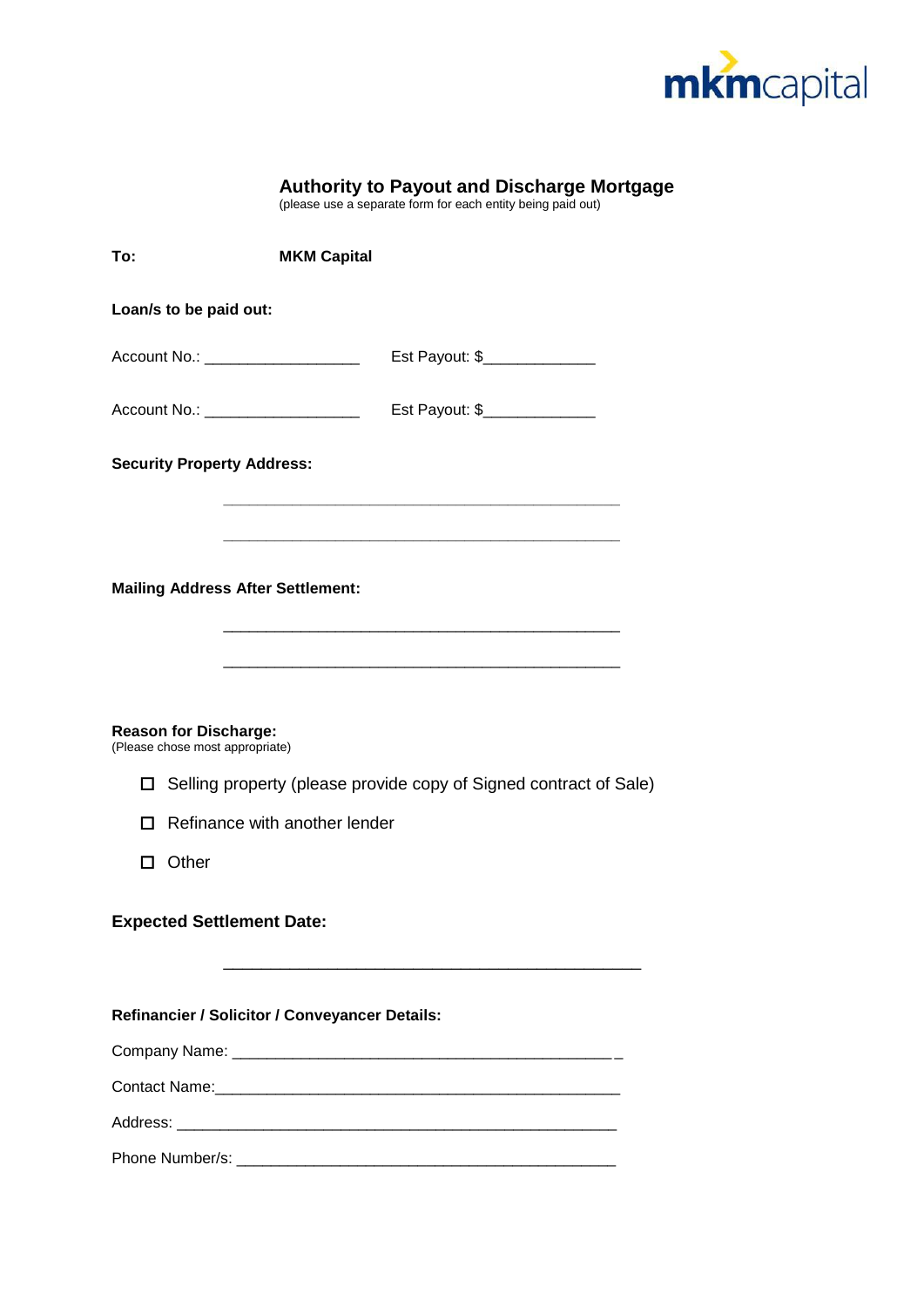mkmcapital

# Authority to Payout and Discharge Mortgage

(please use a separate form for each entity being paid out)

**To:** **MKM Capital**

**Loan/s to be paid out:**

Account No.: __________________ Est Payout: $_____________

Account No.: __________________ Est Payout: $_____________

**Security Property Address:**

_______________________________________________

_______________________________________________

**Mailing Address After Settlement:**

_______________________________________________

_______________________________________________

**Reason for Discharge:**
(Please chose most appropriate)

- ☐ Selling property (please provide copy of Signed contract of Sale)
- ☐ Refinance with another lender
- ☐ Other

**Expected Settlement Date:**

_______________________________________________

**Refinancier / Solicitor / Conveyancer Details:**

Company Name: _______________________________________________

Contact Name:_______________________________________________

Address: _______________________________________________

Phone Number/s: _______________________________________________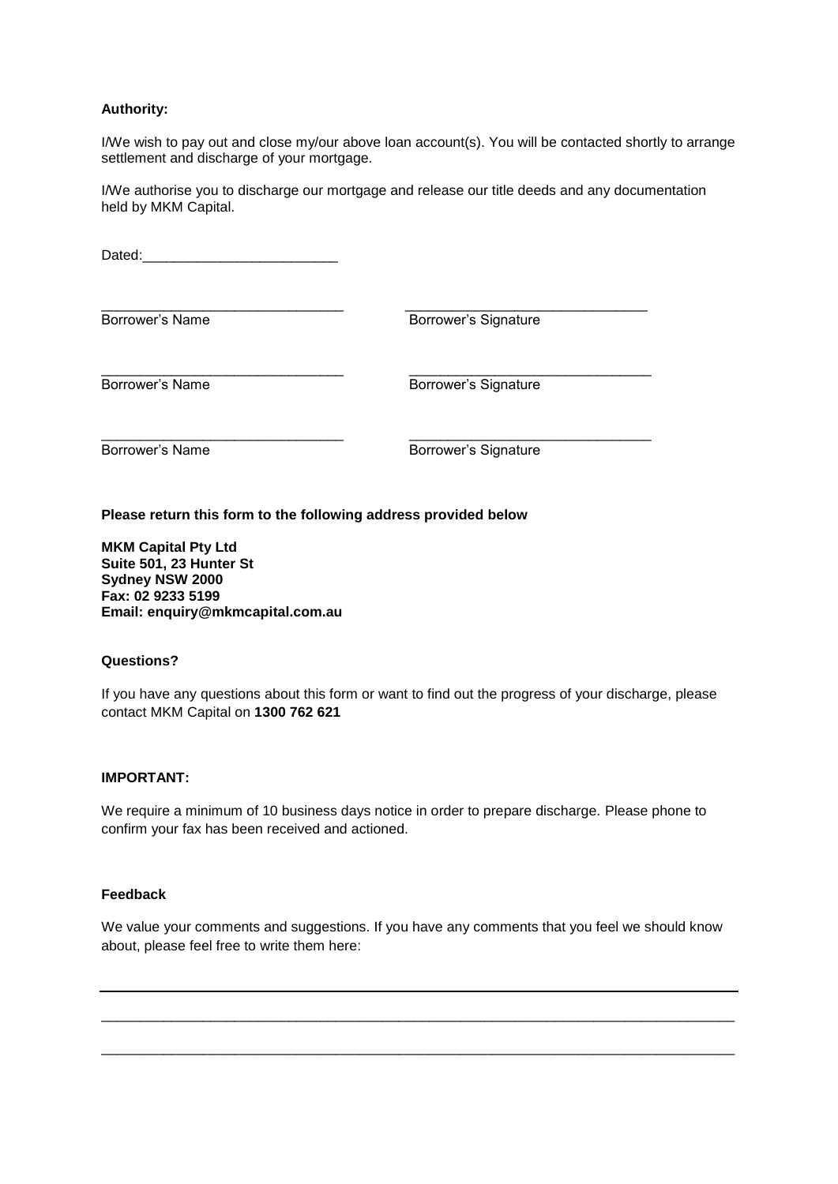**Authority:**

I/We wish to pay out and close my/our above loan account(s). You will be contacted shortly to arrange settlement and discharge of your mortgage.

I/We authorise you to discharge our mortgage and release our title deeds and any documentation held by MKM Capital.

Dated:_________________________

| | |
|---|---|
| _______________________________ | _______________________________ |
| Borrower's Name | Borrower's Signature |
| _______________________________ | _______________________________ |
| Borrower's Name | Borrower's Signature |
| _______________________________ | _______________________________ |
| Borrower's Name | Borrower's Signature |

**Please return this form to the following address provided below**

**MKM Capital Pty Ltd**
**Suite 501, 23 Hunter St**
**Sydney NSW 2000**
**Fax: 02 9233 5199**
**Email: enquiry@mkmcapital.com.au**

**Questions?**

If you have any questions about this form or want to find out the progress of your discharge, please contact MKM Capital on **1300 762 621**

**IMPORTANT:**

We require a minimum of 10 business days notice in order to prepare discharge. Please phone to confirm your fax has been received and actioned.

**Feedback**

We value your comments and suggestions. If you have any comments that you feel we should know about, please feel free to write them here:

_____________________________________________________________________________________

_____________________________________________________________________________________

_____________________________________________________________________________________